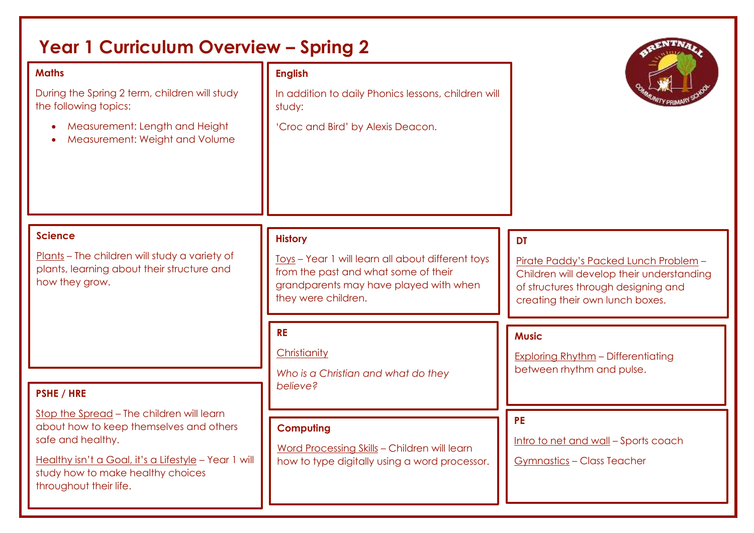# Year 1 Curriculum Overview – Spring 2

## Maths

During the Spring 2 term, children will study the following topics:

- Measurement: Length and Height
- Measurement: Weight and Volume

## English

In addition to daily Phonics lessons, children will study:

'Croc and Bird' by Alexis Deacon.

## Science

Plants – The children will study a variety of plants, learning about their structure and how they grow.

## PSHE / HRE

Stop the Spread – The children will learn about how to keep themselves and others safe and healthy.

Healthy isn't a Goal, it's a Lifestyle – Year 1 will study how to make healthy choices throughout their life.

## History

Toys – Year 1 will learn all about different toys from the past and what some of their grandparents may have played with when they were children.

## RE

Christianity

*Who is a Christian and what do they believe?*

## Computing

Word Processing Skills – Children will learn how to type digitally using a word processor.

## DT

Pirate Paddy's Packed Lunch Problem – Children will develop their understanding of structures through designing and creating their own lunch boxes.

## Music

Exploring Rhythm – Differentiating between rhythm and pulse.

## PE

Intro to net and wall – Sports coach

Gymnastics – Class Teacher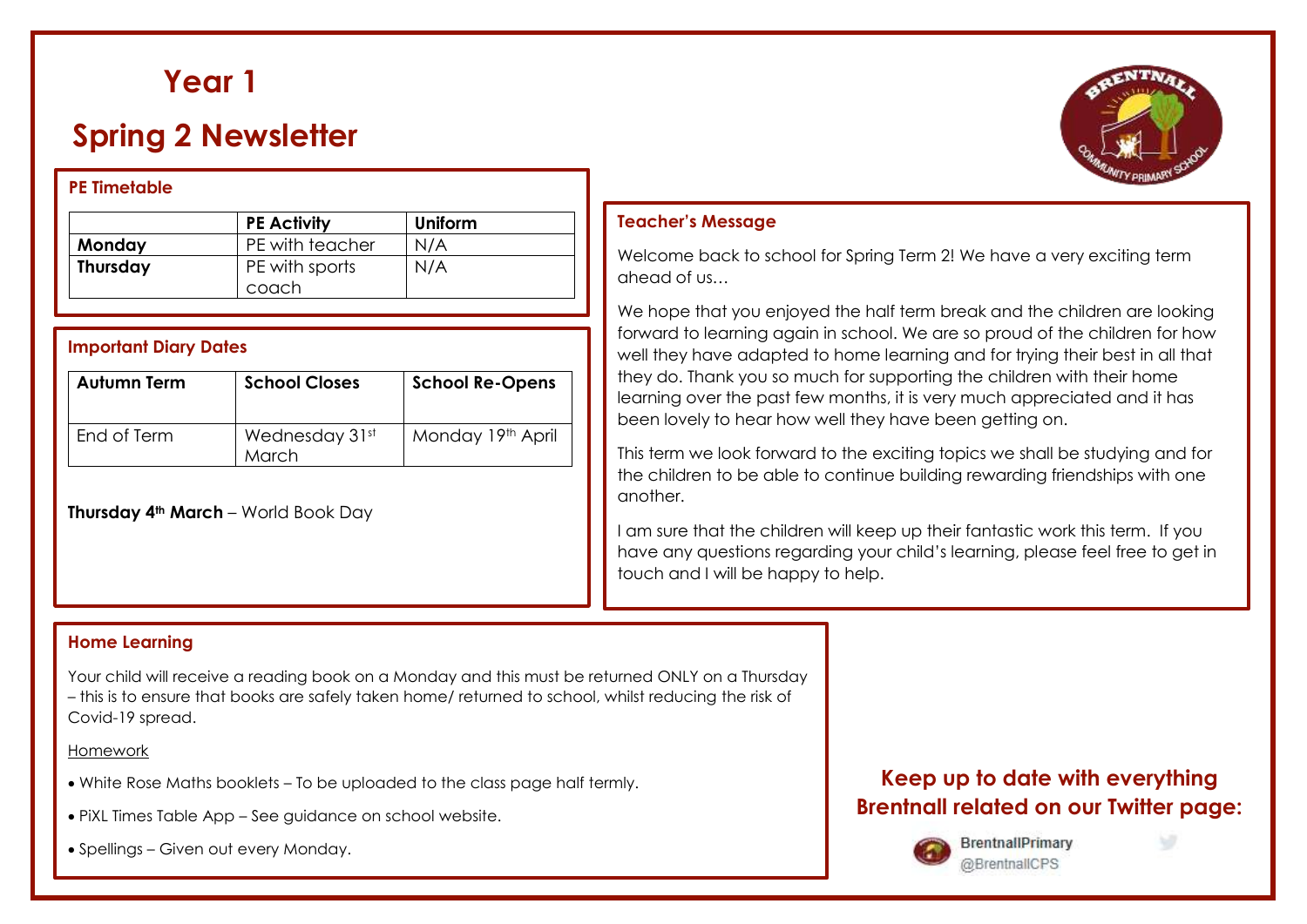# Year 1

# Spring 2 Newsletter

## PE Timetable

| | PE Activity | Uniform |
|---|---|---|
| **Monday** | PE with teacher | N/A |
| **Thursday** | PE with sports coach | N/A |

## Important Diary Dates

| Autumn Term | School Closes | School Re-Opens |
|---|---|---|
| End of Term | Wednesday 31st March | Monday 19th April |

**Thursday 4th March** – World Book Day

## Teacher's Message

Welcome back to school for Spring Term 2! We have a very exciting term ahead of us…

We hope that you enjoyed the half term break and the children are looking forward to learning again in school. We are so proud of the children for how well they have adapted to home learning and for trying their best in all that they do. Thank you so much for supporting the children with their home learning over the past few months, it is very much appreciated and it has been lovely to hear how well they have been getting on.

This term we look forward to the exciting topics we shall be studying and for the children to be able to continue building rewarding friendships with one another.

I am sure that the children will keep up their fantastic work this term. If you have any questions regarding your child's learning, please feel free to get in touch and I will be happy to help.

## Home Learning

Your child will receive a reading book on a Monday and this must be returned ONLY on a Thursday – this is to ensure that books are safely taken home/ returned to school, whilst reducing the risk of Covid-19 spread.

Homework

- White Rose Maths booklets – To be uploaded to the class page half termly.
- PiXL Times Table App – See guidance on school website.
- Spellings – Given out every Monday.

**Keep up to date with everything Brentnall related on our Twitter page:**

BrentnallPrimary
@BrentnallCPS